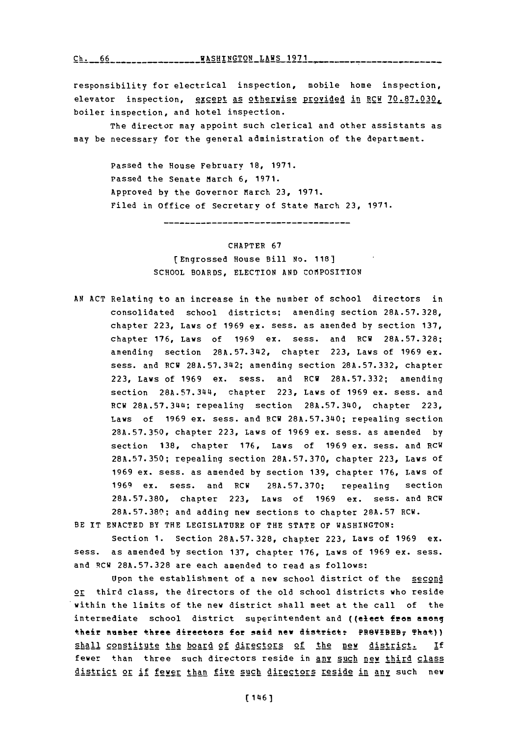responsibility for electrical inspection, mobile home inspection, elevator inspection, except as otherwise provided in RCW 70.87.030, boiler inspection, and hotel inspection.

The director may appoint such clerical and other assistants as may be necessary for the general administration of the department.

Passed the House February 18, 1971.
Passed the Senate March 6, 1971.
Approved by the Governor March 23, 1971.
Filed in Office of Secretary of State March 23, 1971.

---

CHAPTER 67

[Engrossed House Bill No. 118]

SCHOOL BOARDS, ELECTION AND COMPOSITION

AN ACT Relating to an increase in the number of school directors in consolidated school districts; amending section 28A.57.328, chapter 223, Laws of 1969 ex. sess. as amended by section 137, chapter 176, Laws of 1969 ex. sess. and RCW 28A.57.328; amending section 28A.57.342, chapter 223, Laws of 1969 ex. sess. and RCW 28A.57.342; amending section 28A.57.332, chapter 223, Laws of 1969 ex. sess. and RCW 28A.57.332; amending section 28A.57.344, chapter 223, Laws of 1969 ex. sess. and RCW 28A.57.344; repealing section 28A.57.340, chapter 223, Laws of 1969 ex. sess. and RCW 28A.57.340; repealing section 28A.57.350, chapter 223, Laws of 1969 ex. sess. as amended by section 138, chapter 176, Laws of 1969 ex. sess. and RCW 28A.57.350; repealing section 28A.57.370, chapter 223, Laws of 1969 ex. sess. as amended by section 139, chapter 176, Laws of 1969 ex. sess. and RCW 28A.57.370; repealing section 28A.57.380, chapter 223, Laws of 1969 ex. sess. and RCW 28A.57.380; and adding new sections to chapter 28A.57 RCW.

BE IT ENACTED BY THE LEGISLATURE OF THE STATE OF WASHINGTON:

Section 1. Section 28A.57.328, chapter 223, Laws of 1969 ex. sess. as amended by section 137, chapter 176, Laws of 1969 ex. sess. and RCW 28A.57.328 are each amended to read as follows:

Upon the establishment of a new school district of the second or third class, the directors of the old school districts who reside within the limits of the new district shall meet at the call of the intermediate school district superintendent and ((elect from among their number three directors for said new district: PROVIDED, That)) shall constitute the board of directors of the new district. If fewer than three such directors reside in any such new third class district or if fewer than five such directors reside in any such new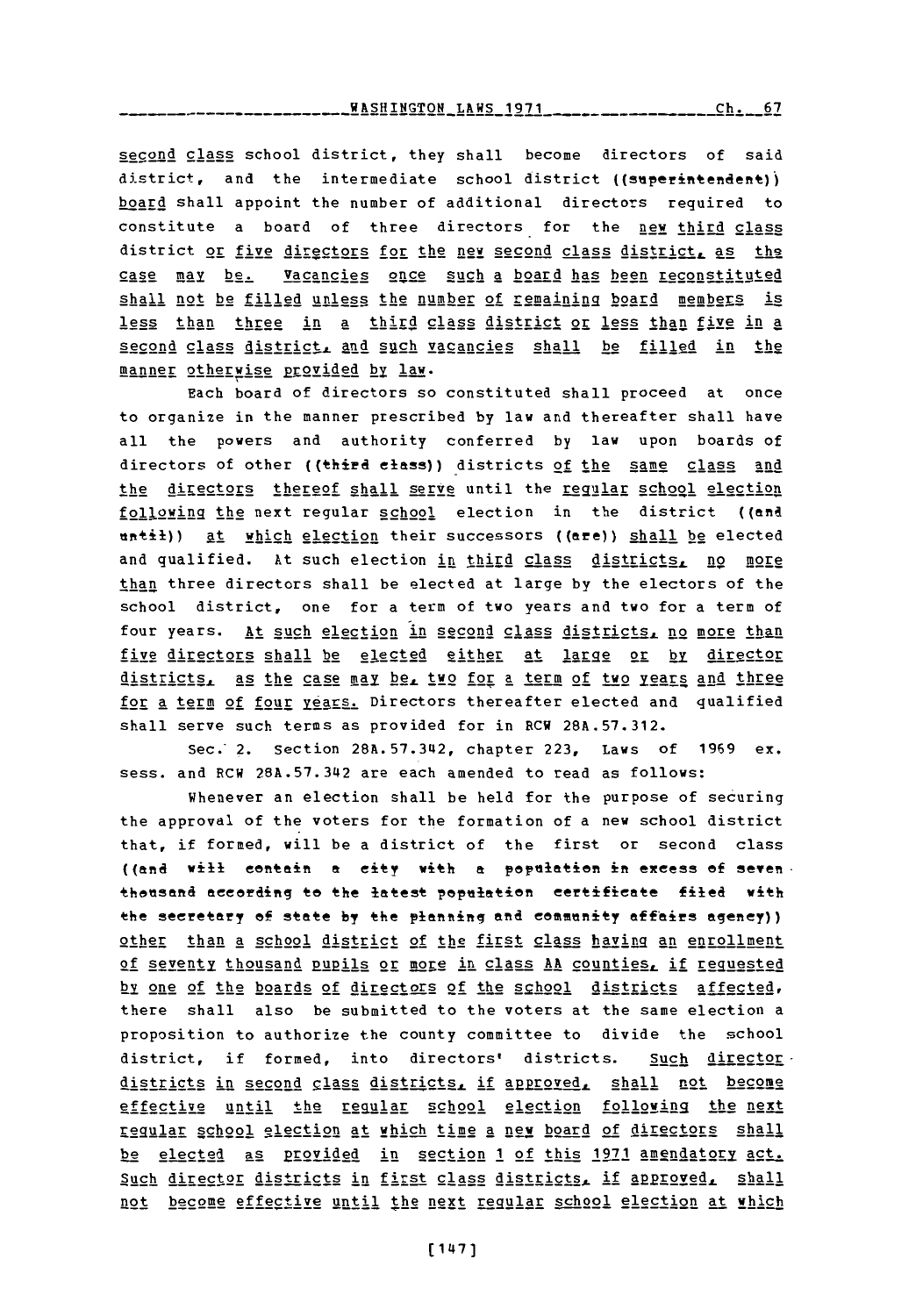second class school district, they shall become directors of said district, and the intermediate school district ((superintendent)) board shall appoint the number of additional directors required to constitute a board of three directors for the new third class district or five directors for the new second class district, as the case may be. Vacancies once such a board has been reconstituted shall not be filled unless the number of remaining board members is less than three in a third class district or less than five in a second class district, and such vacancies shall be filled in the manner otherwise provided by law.

Each board of directors so constituted shall proceed at once to organize in the manner prescribed by law and thereafter shall have all the powers and authority conferred by law upon boards of directors of other ((third class)) districts of the same class and the directors thereof shall serve until the regular school election following the next regular school election in the district ((and until)) at which election their successors ((are)) shall be elected and qualified. At such election in third class districts, no more than three directors shall be elected at large by the electors of the school district, one for a term of two years and two for a term of four years. At such election in second class districts, no more than five directors shall be elected either at large or by director districts, as the case may be, two for a term of two years and three for a term of four years. Directors thereafter elected and qualified shall serve such terms as provided for in RCW 28A.57.312.

Sec. 2. Section 28A.57.342, chapter 223, Laws of 1969 ex. sess. and RCW 28A.57.342 are each amended to read as follows:

Whenever an election shall be held for the purpose of securing the approval of the voters for the formation of a new school district that, if formed, will be a district of the first or second class ((and will contain a city with a population in excess of seven thousand according to the latest population certificate filed with the secretary of state by the planning and community affairs agency)) other than a school district of the first class having an enrollment of seventy thousand pupils or more in class AA counties, if requested by one of the boards of directors of the school districts affected, there shall also be submitted to the voters at the same election a proposition to authorize the county committee to divide the school district, if formed, into directors' districts. Such director districts in second class districts, if approved, shall not become effective until the regular school election following the next regular school election at which time a new board of directors shall be elected as provided in section 1 of this 1971 amendatory act. Such director districts in first class districts, if approved, shall not become effective until the next regular school election at which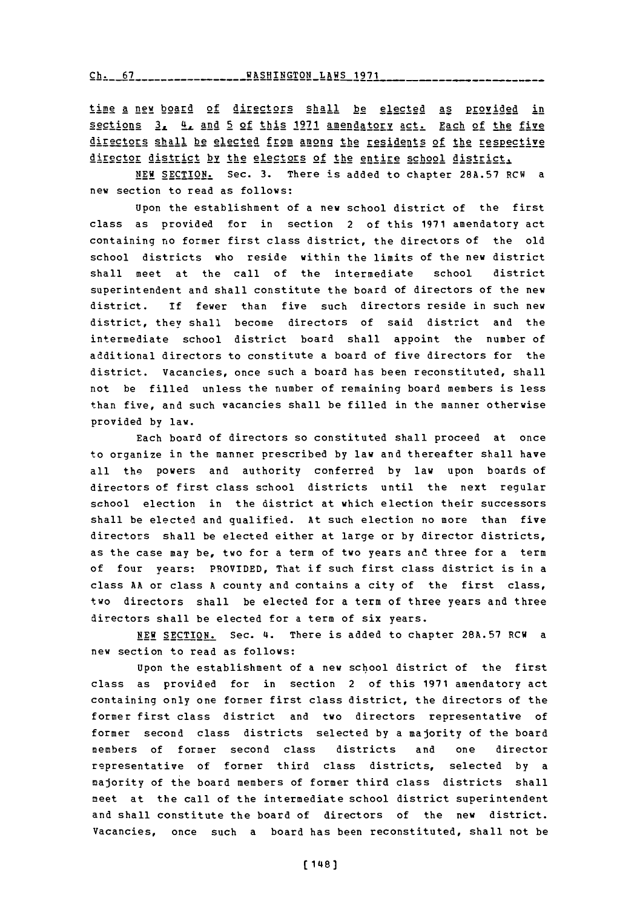time a new board of directors shall be elected as provided in sections 3, 4, and 5 of this 1971 amendatory act. Each of the five directors shall be elected from among the residents of the respective director district by the electors of the entire school district.

NEW SECTION. Sec. 3. There is added to chapter 28A.57 RCW a new section to read as follows:

Upon the establishment of a new school district of the first class as provided for in section 2 of this 1971 amendatory act containing no former first class district, the directors of the old school districts who reside within the limits of the new district shall meet at the call of the intermediate school district superintendent and shall constitute the board of directors of the new district. If fewer than five such directors reside in such new district, they shall become directors of said district and the intermediate school district board shall appoint the number of additional directors to constitute a board of five directors for the district. Vacancies, once such a board has been reconstituted, shall not be filled unless the number of remaining board members is less than five, and such vacancies shall be filled in the manner otherwise provided by law.

Each board of directors so constituted shall proceed at once to organize in the manner prescribed by law and thereafter shall have all the powers and authority conferred by law upon boards of directors of first class school districts until the next regular school election in the district at which election their successors shall be elected and qualified. At such election no more than five directors shall be elected either at large or by director districts, as the case may be, two for a term of two years and three for a term of four years: PROVIDED, That if such first class district is in a class AA or class A county and contains a city of the first class, two directors shall be elected for a term of three years and three directors shall be elected for a term of six years.

NEW SECTION. Sec. 4. There is added to chapter 28A.57 RCW a new section to read as follows:

Upon the establishment of a new school district of the first class as provided for in section 2 of this 1971 amendatory act containing only one former first class district, the directors of the former first class district and two directors representative of former second class districts selected by a majority of the board members of former second class districts and one director representative of former third class districts, selected by a majority of the board members of former third class districts shall meet at the call of the intermediate school district superintendent and shall constitute the board of directors of the new district. Vacancies, once such a board has been reconstituted, shall not be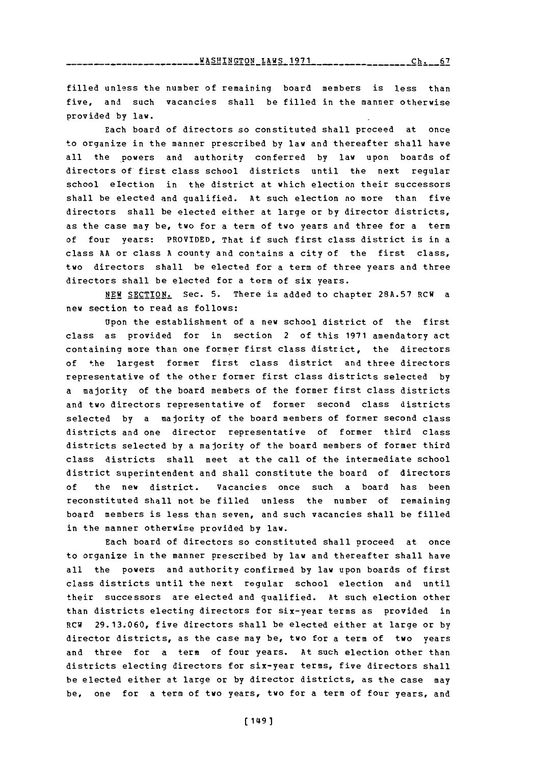filled unless the number of remaining board members is less than five, and such vacancies shall be filled in the manner otherwise provided by law.

Each board of directors so constituted shall proceed at once to organize in the manner prescribed by law and thereafter shall have all the powers and authority conferred by law upon boards of directors of first class school districts until the next regular school election in the district at which election their successors shall be elected and qualified. At such election no more than five directors shall be elected either at large or by director districts, as the case may be, two for a term of two years and three for a term of four years: PROVIDED, That if such first class district is in a class AA or class A county and contains a city of the first class, two directors shall be elected for a term of three years and three directors shall be elected for a term of six years.

NEW SECTION. Sec. 5. There is added to chapter 28A.57 RCW a new section to read as follows:

Upon the establishment of a new school district of the first class as provided for in section 2 of this 1971 amendatory act containing more than one former first class district, the directors of the largest former first class district and three directors representative of the other former first class districts selected by a majority of the board members of the former first class districts and two directors representative of former second class districts selected by a majority of the board members of former second class districts and one director representative of former third class districts selected by a majority of the board members of former third class districts shall meet at the call of the intermediate school district superintendent and shall constitute the board of directors of the new district. Vacancies once such a board has been reconstituted shall not be filled unless the number of remaining board members is less than seven, and such vacancies shall be filled in the manner otherwise provided by law.

Each board of directors so constituted shall proceed at once to organize in the manner prescribed by law and thereafter shall have all the powers and authority confirmed by law upon boards of first class districts until the next regular school election and until their successors are elected and qualified. At such election other than districts electing directors for six-year terms as provided in RCW 29.13.060, five directors shall be elected either at large or by director districts, as the case may be, two for a term of two years and three for a term of four years. At such election other than districts electing directors for six-year terms, five directors shall be elected either at large or by director districts, as the case may be, one for a term of two years, two for a term of four years, and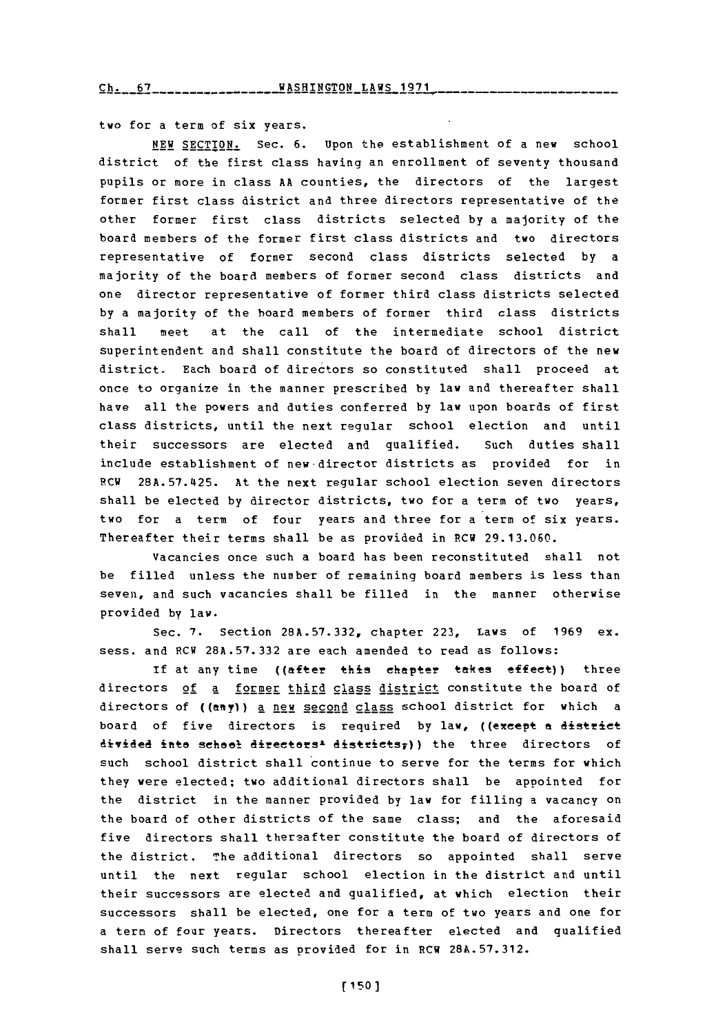two for a term of six years.

NEW SECTION. Sec. 6. Upon the establishment of a new school district of the first class having an enrollment of seventy thousand pupils or more in class AA counties, the directors of the largest former first class district and three directors representative of the other former first class districts selected by a majority of the board members of the former first class districts and two directors representative of former second class districts selected by a majority of the board members of former second class districts and one director representative of former third class districts selected by a majority of the board members of former third class districts shall meet at the call of the intermediate school district superintendent and shall constitute the board of directors of the new district. Each board of directors so constituted shall proceed at once to organize in the manner prescribed by law and thereafter shall have all the powers and duties conferred by law upon boards of first class districts, until the next regular school election and until their successors are elected and qualified. Such duties shall include establishment of new director districts as provided for in RCW 28A.57.425. At the next regular school election seven directors shall be elected by director districts, two for a term of two years, two for a term of four years and three for a term of six years. Thereafter their terms shall be as provided in RCW 29.13.060.

Vacancies once such a board has been reconstituted shall not be filled unless the number of remaining board members is less than seven, and such vacancies shall be filled in the manner otherwise provided by law.

Sec. 7. Section 28A.57.332, chapter 223, Laws of 1969 ex. sess. and RCW 28A.57.332 are each amended to read as follows:

If at any time ((after this chapter takes effect)) three directors of a former third class district constitute the board of directors of ((any)) a new second class school district for which a board of five directors is required by law, ((except a district divided into school directors' districts,)) the three directors of such school district shall continue to serve for the terms for which they were elected; two additional directors shall be appointed for the district in the manner provided by law for filling a vacancy on the board of other districts of the same class; and the aforesaid five directors shall thereafter constitute the board of directors of the district. The additional directors so appointed shall serve until the next regular school election in the district and until their successors are elected and qualified, at which election their successors shall be elected, one for a term of two years and one for a term of four years. Directors thereafter elected and qualified shall serve such terms as provided for in RCW 28A.57.312.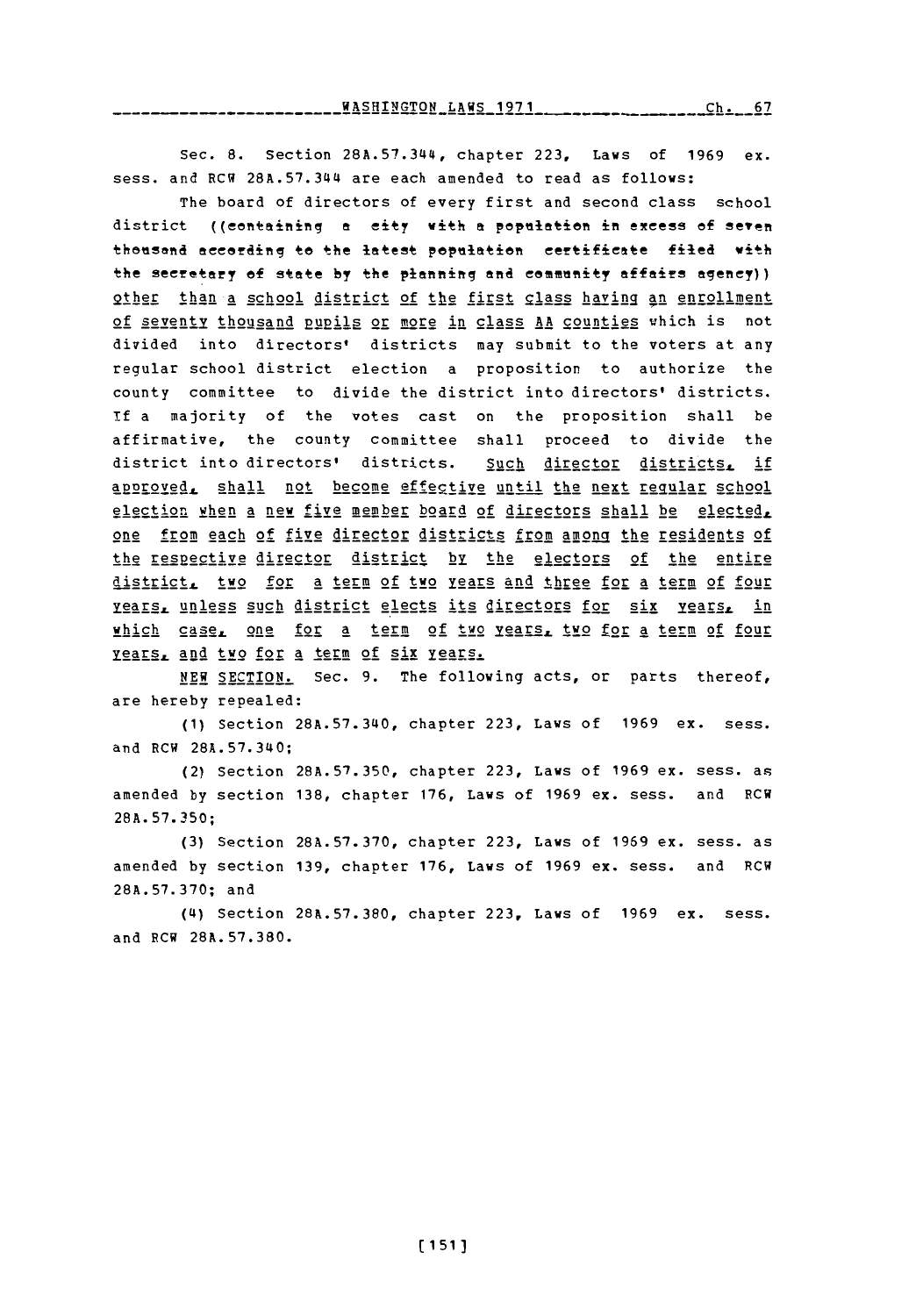Sec. 8. Section 28A.57.344, chapter 223, Laws of 1969 ex. sess. and RCW 28A.57.344 are each amended to read as follows:

The board of directors of every first and second class school district ((containing a city with a population in excess of seven thousand according to the latest population certificate filed with the secretary of state by the planning and community affairs agency)) other than a school district of the first class having an enrollment of seventy thousand pupils or more in class AA counties which is not divided into directors' districts may submit to the voters at any regular school district election a proposition to authorize the county committee to divide the district into directors' districts. If a majority of the votes cast on the proposition shall be affirmative, the county committee shall proceed to divide the district into directors' districts. Such director districts, if approved, shall not become effective until the next regular school election when a new five member board of directors shall be elected, one from each of five director districts from among the residents of the respective director district by the electors of the entire district, two for a term of two years and three for a term of four years, unless such district elects its directors for six years, in which case, one for a term of two years, two for a term of four years, and two for a term of six years.

NEW SECTION. Sec. 9. The following acts, or parts thereof, are hereby repealed:

(1) Section 28A.57.340, chapter 223, Laws of 1969 ex. sess. and RCW 28A.57.340;

(2) Section 28A.57.350, chapter 223, Laws of 1969 ex. sess. as amended by section 138, chapter 176, Laws of 1969 ex. sess. and RCW 28A.57.350;

(3) Section 28A.57.370, chapter 223, Laws of 1969 ex. sess. as amended by section 139, chapter 176, Laws of 1969 ex. sess. and RCW 28A.57.370; and

(4) Section 28A.57.380, chapter 223, Laws of 1969 ex. sess. and RCW 28A.57.380.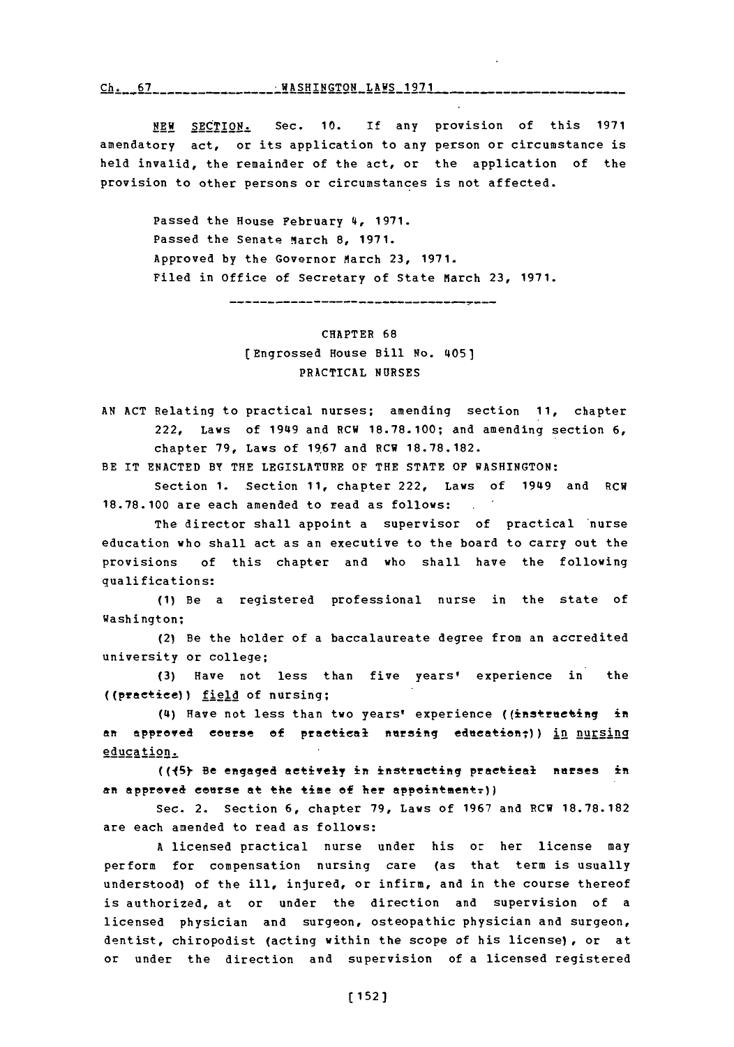NEW SECTION. Sec. 10. If any provision of this 1971 amendatory act, or its application to any person or circumstance is held invalid, the remainder of the act, or the application of the provision to other persons or circumstances is not affected.

Passed the House February 4, 1971.
Passed the Senate March 8, 1971.
Approved by the Governor March 23, 1971.
Filed in Office of Secretary of State March 23, 1971.

---

## CHAPTER 68
### [Engrossed House Bill No. 405]
### PRACTICAL NURSES

AN ACT Relating to practical nurses; amending section 11, chapter 222, Laws of 1949 and RCW 18.78.100; and amending section 6, chapter 79, Laws of 1967 and RCW 18.78.182.

BE IT ENACTED BY THE LEGISLATURE OF THE STATE OF WASHINGTON:

Section 1. Section 11, chapter 222, Laws of 1949 and RCW 18.78.100 are each amended to read as follows:

The director shall appoint a supervisor of practical nurse education who shall act as an executive to the board to carry out the provisions of this chapter and who shall have the following qualifications:

(1) Be a registered professional nurse in the state of Washington;

(2) Be the holder of a baccalaureate degree from an accredited university or college;

(3) Have not less than five years' experience in the ((practice)) field of nursing;

(4) Have not less than two years' experience ((instructing in an approved course of practical nursing education;)) in nursing education.

(((5) Be engaged actively in instructing practical nurses in an approved course at the time of her appointment.))

Sec. 2. Section 6, chapter 79, Laws of 1967 and RCW 18.78.182 are each amended to read as follows:

A licensed practical nurse under his or her license may perform for compensation nursing care (as that term is usually understood) of the ill, injured, or infirm, and in the course thereof is authorized, at or under the direction and supervision of a licensed physician and surgeon, osteopathic physician and surgeon, dentist, chiropodist (acting within the scope of his license), or at or under the direction and supervision of a licensed registered